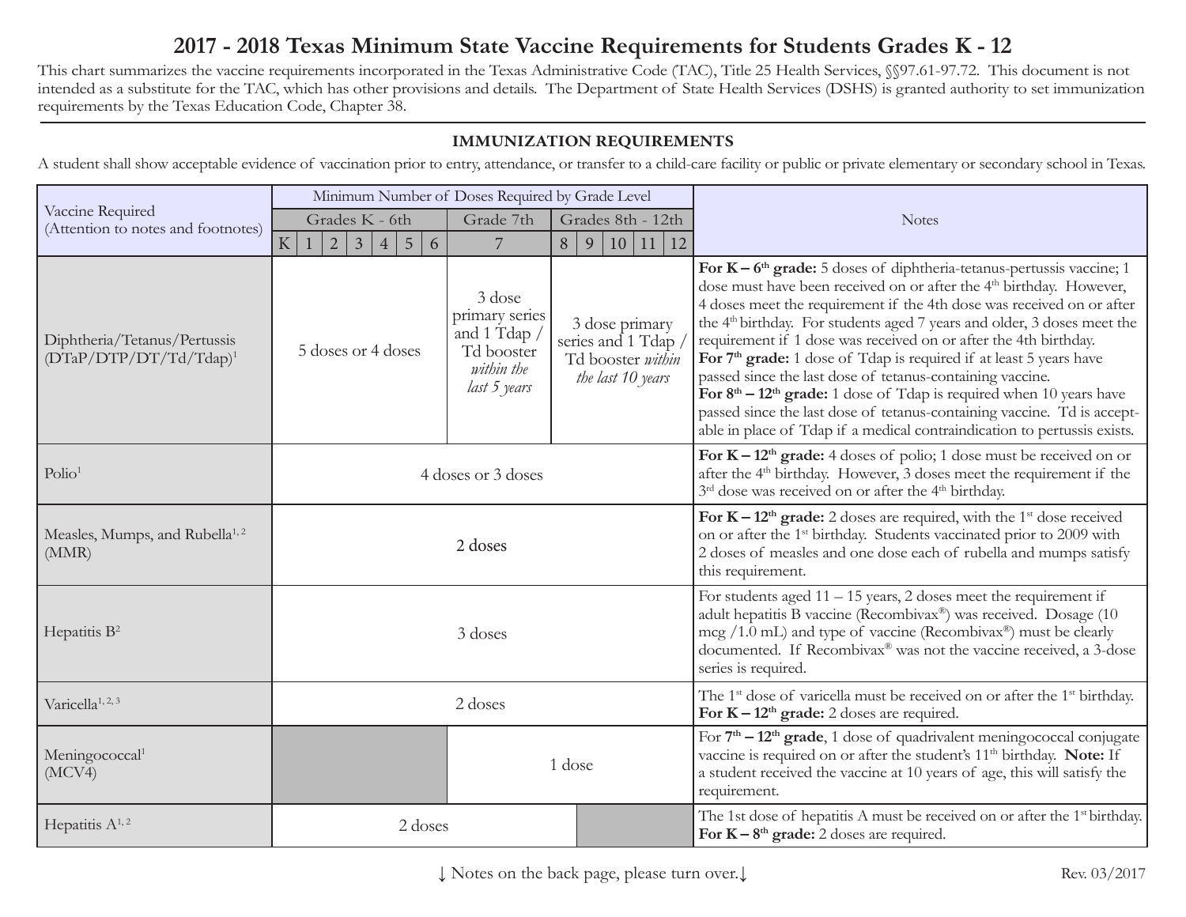# 2017 - 2018 Texas Minimum State Vaccine Requirements for Students Grades K - 12

This chart summarizes the vaccine requirements incorporated in the Texas Administrative Code (TAC), Title 25 Health Services, §§97.61-97.72. This document is not intended as a substitute for the TAC, which has other provisions and details. The Department of State Health Services (DSHS) is granted authority to set immunization requirements by the Texas Education Code, Chapter 38.

## IMMUNIZATION REQUIREMENTS

A student shall show acceptable evidence of vaccination prior to entry, attendance, or transfer to a child-care facility or public or private elementary or secondary school in Texas.

| Vaccine Required (Attention to notes and footnotes) | Minimum Number of Doses Required by Grade Level: Grades K - 6th (K, 1, 2, 3, 4, 5, 6) | Grade 7th (7) | Grades 8th - 12th (8, 9, 10, 11, 12) | Notes |
|---|---|---|---|---|
| Diphtheria/Tetanus/Pertussis (DTaP/DTP/DT/Td/Tdap)[1] | 5 doses or 4 doses | 3 dose primary series and 1 Tdap / Td booster *within the last 5 years* | 3 dose primary series and 1 Tdap / Td booster *within the last 10 years* | **For K – 6th grade:** 5 doses of diphtheria-tetanus-pertussis vaccine; 1 dose must have been received on or after the 4th birthday. However, 4 doses meet the requirement if the 4th dose was received on or after the 4th birthday. For students aged 7 years and older, 3 doses meet the requirement if 1 dose was received on or after the 4th birthday. **For 7th grade:** 1 dose of Tdap is required if at least 5 years have passed since the last dose of tetanus-containing vaccine. **For 8th – 12th grade:** 1 dose of Tdap is required when 10 years have passed since the last dose of tetanus-containing vaccine. Td is acceptable in place of Tdap if a medical contraindication to pertussis exists. |
| Polio[1] | 4 doses or 3 doses | 4 doses or 3 doses | 4 doses or 3 doses | **For K – 12th grade:** 4 doses of polio; 1 dose must be received on or after the 4th birthday. However, 3 doses meet the requirement if the 3rd dose was received on or after the 4th birthday. |
| Measles, Mumps, and Rubella[1, 2] (MMR) | 2 doses | 2 doses | 2 doses | **For K – 12th grade:** 2 doses are required, with the 1st dose received on or after the 1st birthday. Students vaccinated prior to 2009 with 2 doses of measles and one dose each of rubella and mumps satisfy this requirement. |
| Hepatitis B[2] | 3 doses | 3 doses | 3 doses | For students aged 11 – 15 years, 2 doses meet the requirement if adult hepatitis B vaccine (Recombivax®) was received. Dosage (10 mcg /1.0 mL) and type of vaccine (Recombivax®) must be clearly documented. If Recombivax® was not the vaccine received, a 3-dose series is required. |
| Varicella[1, 2, 3] | 2 doses | 2 doses | 2 doses | The 1st dose of varicella must be received on or after the 1st birthday. **For K – 12th grade:** 2 doses are required. |
| Meningococcal[1] (MCV4) | | 1 dose | 1 dose | For **7th – 12th grade**, 1 dose of quadrivalent meningococcal conjugate vaccine is required on or after the student's 11th birthday. **Note:** If a student received the vaccine at 10 years of age, this will satisfy the requirement. |
| Hepatitis A[1, 2] | 2 doses | 2 doses | 2 doses (grade 8 only) | The 1st dose of hepatitis A must be received on or after the 1st birthday. **For K – 8th grade:** 2 doses are required. |

↓ Notes on the back page, please turn over.↓

Rev. 03/2017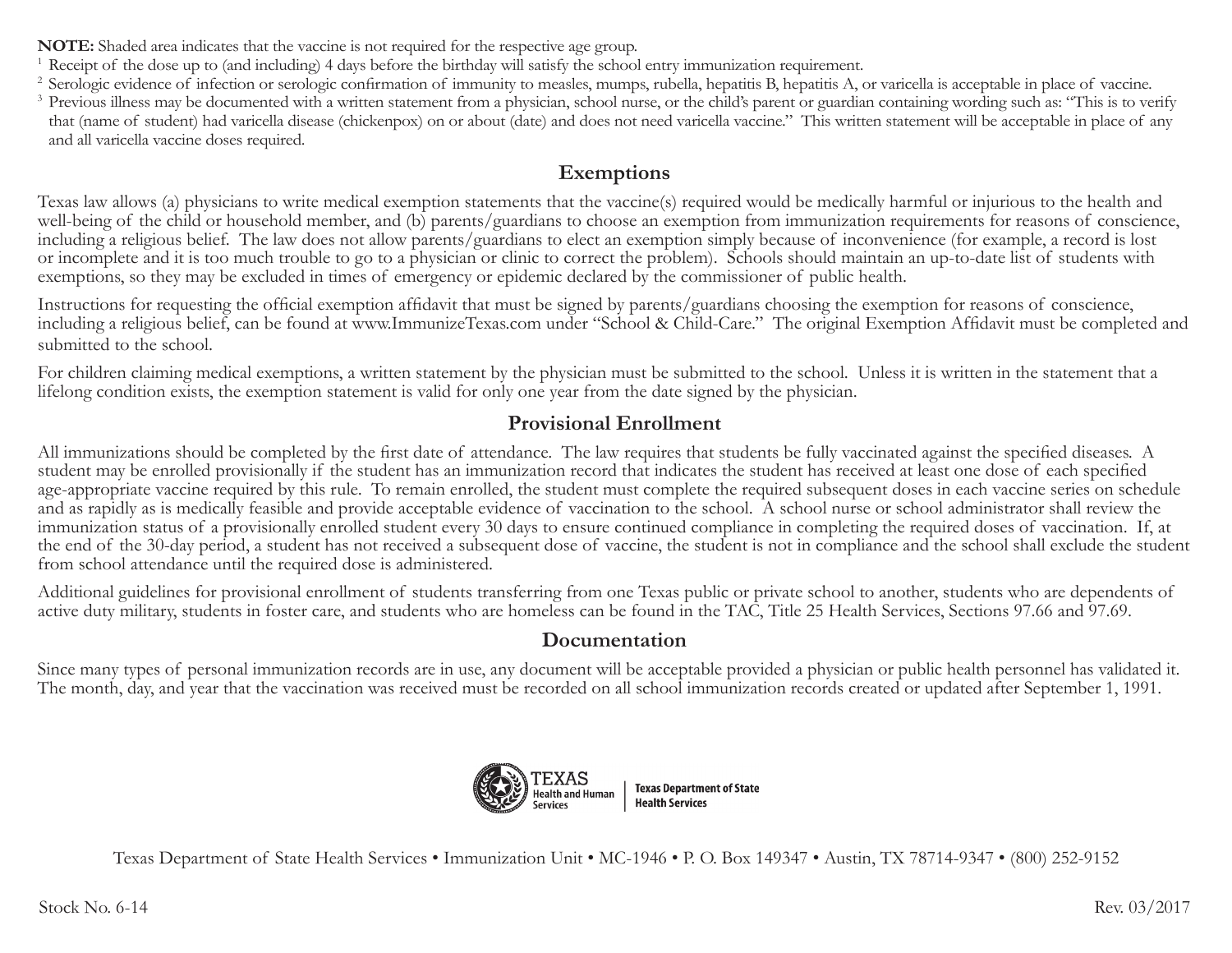**NOTE:** Shaded area indicates that the vaccine is not required for the respective age group.

[1] Receipt of the dose up to (and including) 4 days before the birthday will satisfy the school entry immunization requirement.

[2] Serologic evidence of infection or serologic confirmation of immunity to measles, mumps, rubella, hepatitis B, hepatitis A, or varicella is acceptable in place of vaccine.

[3] Previous illness may be documented with a written statement from a physician, school nurse, or the child's parent or guardian containing wording such as: "This is to verify that (name of student) had varicella disease (chickenpox) on or about (date) and does not need varicella vaccine." This written statement will be acceptable in place of any and all varicella vaccine doses required.

## Exemptions

Texas law allows (a) physicians to write medical exemption statements that the vaccine(s) required would be medically harmful or injurious to the health and well-being of the child or household member, and (b) parents/guardians to choose an exemption from immunization requirements for reasons of conscience, including a religious belief. The law does not allow parents/guardians to elect an exemption simply because of inconvenience (for example, a record is lost or incomplete and it is too much trouble to go to a physician or clinic to correct the problem). Schools should maintain an up-to-date list of students with exemptions, so they may be excluded in times of emergency or epidemic declared by the commissioner of public health.

Instructions for requesting the official exemption affidavit that must be signed by parents/guardians choosing the exemption for reasons of conscience, including a religious belief, can be found at www.ImmunizeTexas.com under "School & Child-Care." The original Exemption Affidavit must be completed and submitted to the school.

For children claiming medical exemptions, a written statement by the physician must be submitted to the school. Unless it is written in the statement that a lifelong condition exists, the exemption statement is valid for only one year from the date signed by the physician.

## Provisional Enrollment

All immunizations should be completed by the first date of attendance. The law requires that students be fully vaccinated against the specified diseases. A student may be enrolled provisionally if the student has an immunization record that indicates the student has received at least one dose of each specified age-appropriate vaccine required by this rule. To remain enrolled, the student must complete the required subsequent doses in each vaccine series on schedule and as rapidly as is medically feasible and provide acceptable evidence of vaccination to the school. A school nurse or school administrator shall review the immunization status of a provisionally enrolled student every 30 days to ensure continued compliance in completing the required doses of vaccination. If, at the end of the 30-day period, a student has not received a subsequent dose of vaccine, the student is not in compliance and the school shall exclude the student from school attendance until the required dose is administered.

Additional guidelines for provisional enrollment of students transferring from one Texas public or private school to another, students who are dependents of active duty military, students in foster care, and students who are homeless can be found in the TAC, Title 25 Health Services, Sections 97.66 and 97.69.

## Documentation

Since many types of personal immunization records are in use, any document will be acceptable provided a physician or public health personnel has validated it. The month, day, and year that the vaccination was received must be recorded on all school immunization records created or updated after September 1, 1991.

TEXAS Health and Human Services | Texas Department of State Health Services

Texas Department of State Health Services • Immunization Unit • MC-1946 • P. O. Box 149347 • Austin, TX 78714-9347 • (800) 252-9152

Stock No. 6-14

Rev. 03/2017